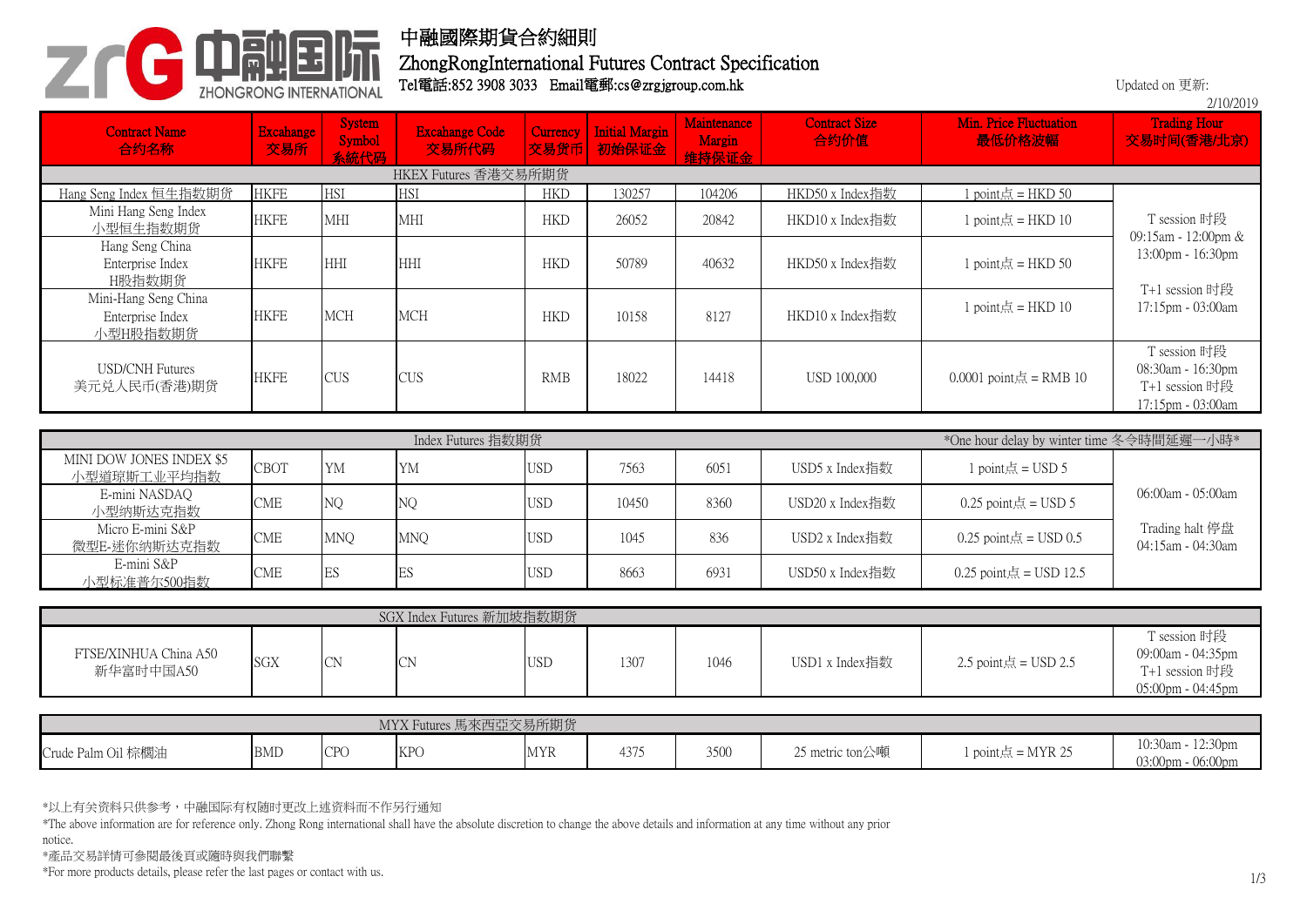# 中融國際期貨合約細則

## ZhongRongInternational Futures Contract Specification

Tel電話:852 3908 3033 Email電郵:cs@zrgjgroup.com.hk

Updated on 更新: 2/10/2019

| Contract Name 合約名称 | Excahange 交易所 | System Symbol 系統代码 | Excahange Code 交易所代码 | Currency 交易货币 | Initial Margin 初始保证金 | Maintenance Margin 维持保证金 | Contract Size 合约价值 | Min. Price Fluctuation 最低价格波幅 | Trading Hour 交易时间(香港/北京) |
|---|---|---|---|---|---|---|---|---|---|
| HKEX Futures 香港交易所期货 | | | | | | | | | |
| Hang Seng Index 恒生指数期货 | HKFE | HSI | HSI | HKD | 130257 | 104206 | HKD50 x Index指数 | 1 point点 = HKD 50 | T session 时段 09:15am - 12:00pm & 13:00pm - 16:30pm T+1 session 时段 17:15pm - 03:00am |
| Mini Hang Seng Index 小型恒生指数期货 | HKFE | MHI | MHI | HKD | 26052 | 20842 | HKD10 x Index指数 | 1 point点 = HKD 10 | |
| Hang Seng China Enterprise Index H股指数期货 | HKFE | HHI | HHI | HKD | 50789 | 40632 | HKD50 x Index指数 | 1 point点 = HKD 50 | |
| Mini-Hang Seng China Enterprise Index 小型H股指数期货 | HKFE | MCH | MCH | HKD | 10158 | 8127 | HKD10 x Index指数 | 1 point点 = HKD 10 | |
| USD/CNH Futures 美元兑人民币(香港)期货 | HKFE | CUS | CUS | RMB | 18022 | 14418 | USD 100,000 | 0.0001 point点 = RMB 10 | T session 时段 08:30am - 16:30pm T+1 session 时段 17:15pm - 03:00am |

| Index Futures 指数期货 | | | | | | | | *One hour delay by winter time 冬令時間延遲一小時* | |
|---|---|---|---|---|---|---|---|---|---|
| MINI DOW JONES INDEX $5 小型道琼斯工业平均指数 | CBOT | YM | YM | USD | 7563 | 6051 | USD5 x Index指数 | 1 point点 = USD 5 | 06:00am - 05:00am Trading halt 停盘 04:15am - 04:30am |
| E-mini NASDAQ 小型纳斯达克指数 | CME | NQ | NQ | USD | 10450 | 8360 | USD20 x Index指数 | 0.25 point点 = USD 5 | |
| Micro E-mini S&P 微型E-迷你纳斯达克指数 | CME | MNQ | MNQ | USD | 1045 | 836 | USD2 x Index指数 | 0.25 point点 = USD 0.5 | |
| E-mini S&P 小型标准普尔500指数 | CME | ES | ES | USD | 8663 | 6931 | USD50 x Index指数 | 0.25 point点 = USD 12.5 | |

| SGX Index Futures 新加坡指数期货 | | | | | | | | | |
|---|---|---|---|---|---|---|---|---|---|
| FTSE/XINHUA China A50 新华富时中国A50 | SGX | CN | CN | USD | 1307 | 1046 | USD1 x Index指数 | 2.5 point点 = USD 2.5 | T session 时段 09:00am - 04:35pm T+1 session 时段 05:00pm - 04:45pm |

| MYX Futures 馬來西亞交易所期货 | | | | | | | | | |
|---|---|---|---|---|---|---|---|---|---|
| Crude Palm Oil 棕櫚油 | BMD | CPO | KPO | MYR | 4375 | 3500 | 25 metric ton公噸 | 1 point点 = MYR 25 | 10:30am - 12:30pm 03:00pm - 06:00pm |

*以上有关资料只供参考，中融国际有权随时更改上述资料而不作另行通知

*The above information are for reference only. Zhong Rong international shall have the absolute discretion to change the above details and information at any time without any prior notice.

*產品交易詳情可參閱最後頁或隨時與我們聯繫

*For more products details, please refer the last pages or contact with us.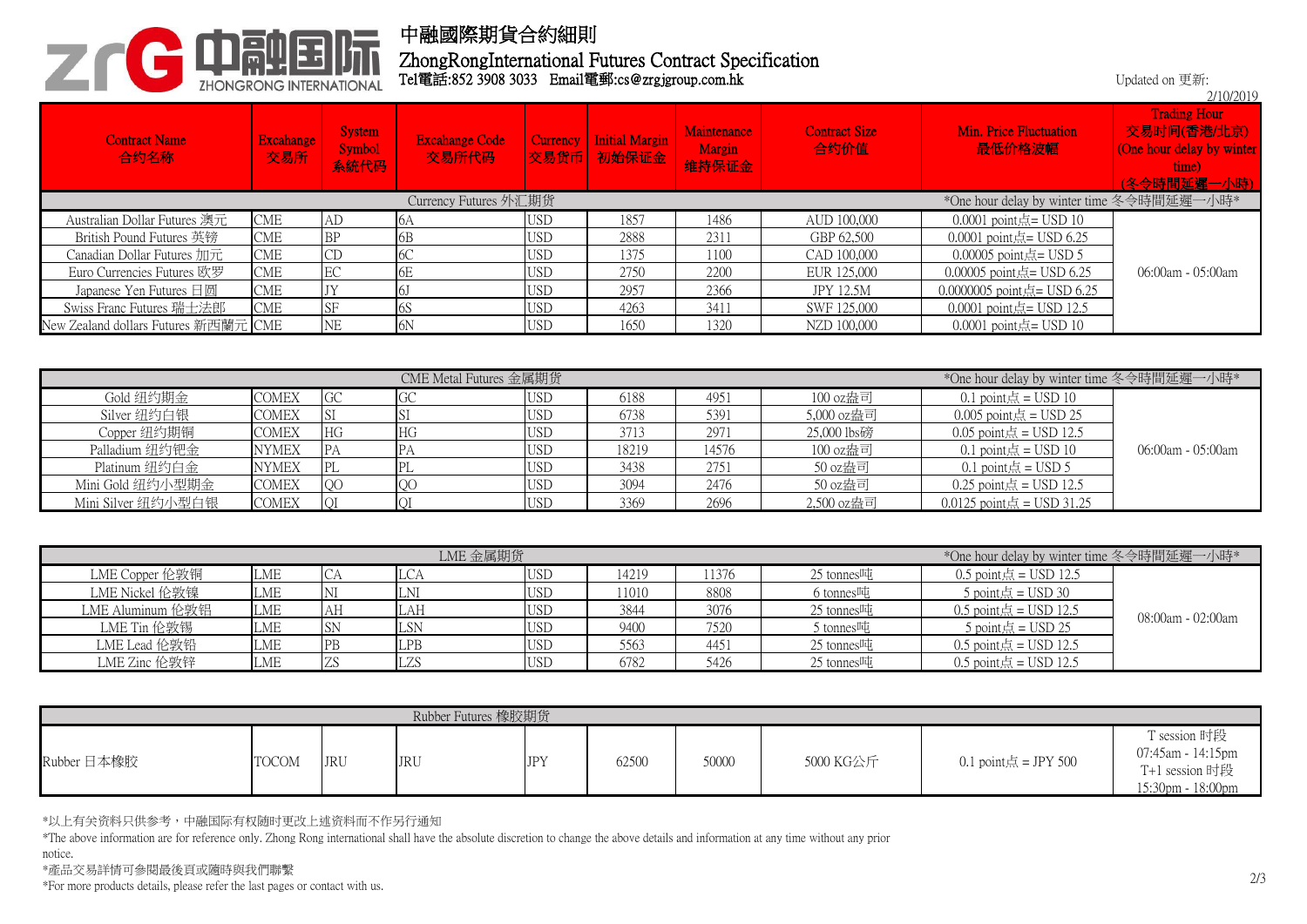# 中融國際期貨合約細則

## ZhongRongInternational Futures Contract Specification

Tel電話:852 3908 3033 Email電郵:cs@zrgjgroup.com.hk

Updated on 更新: 2/10/2019

| Contract Name 合约名称 | Excahange 交易所 | System Symbol 系統代码 | Excahange Code 交易所代码 | Currency 交易货币 | Initial Margin 初始保证金 | Maintenance Margin 维持保证金 | Contract Size 合约价值 | Min. Price Fluctuation 最低价格波幅 | Trading Hour 交易时间(香港/北京) (One hour delay by winter time) (冬令時間延遲一小時) |
|---|---|---|---|---|---|---|---|---|---|
| Currency Futures 外汇期货 | | | | | | | | *One hour delay by winter time 冬令時間延遲一小時* | |
| Australian Dollar Futures 澳元 | CME | AD | 6A | USD | 1857 | 1486 | AUD 100,000 | 0.0001 point点= USD 10 | 06:00am - 05:00am |
| British Pound Futures 英镑 | CME | BP | 6B | USD | 2888 | 2311 | GBP 62,500 | 0.0001 point点= USD 6.25 | |
| Canadian Dollar Futures 加元 | CME | CD | 6C | USD | 1375 | 1100 | CAD 100,000 | 0.00005 point点= USD 5 | |
| Euro Currencies Futures 欧罗 | CME | EC | 6E | USD | 2750 | 2200 | EUR 125,000 | 0.00005 point点= USD 6.25 | |
| Japanese Yen Futures 日圆 | CME | JY | 6J | USD | 2957 | 2366 | JPY 12.5M | 0.0000005 point点= USD 6.25 | |
| Swiss Franc Futures 瑞士法郎 | CME | SF | 6S | USD | 4263 | 3411 | SWF 125,000 | 0.0001 point点= USD 12.5 | |
| New Zealand dollars Futures 新西蘭元 | CME | NE | 6N | USD | 1650 | 1320 | NZD 100,000 | 0.0001 point点= USD 10 | |

| CME Metal Futures 金属期货 | | | | | | | | *One hour delay by winter time 冬令時間延遲一小時* | |
|---|---|---|---|---|---|---|---|---|---|
| Gold 纽约期金 | COMEX | GC | GC | USD | 6188 | 4951 | 100 oz盎司 | 0.1 point点 = USD 10 | 06:00am - 05:00am |
| Silver 纽约白银 | COMEX | SI | SI | USD | 6738 | 5391 | 5,000 oz盎司 | 0.005 point点 = USD 25 | |
| Copper 纽约期铜 | COMEX | HG | HG | USD | 3713 | 2971 | 25,000 lbs磅 | 0.05 point点 = USD 12.5 | |
| Palladium 纽约钯金 | NYMEX | PA | PA | USD | 18219 | 14576 | 100 oz盎司 | 0.1 point点 = USD 10 | |
| Platinum 纽约白金 | NYMEX | PL | PL | USD | 3438 | 2751 | 50 oz盎司 | 0.1 point点 = USD 5 | |
| Mini Gold 纽约小型期金 | COMEX | QO | QO | USD | 3094 | 2476 | 50 oz盎司 | 0.25 point点 = USD 12.5 | |
| Mini Silver 纽约小型白银 | COMEX | QI | QI | USD | 3369 | 2696 | 2,500 oz盎司 | 0.0125 point点 = USD 31.25 | |

| LME 金属期货 | | | | | | | | *One hour delay by winter time 冬令時間延遲一小時* | |
|---|---|---|---|---|---|---|---|---|---|
| LME Copper 伦敦铜 | LME | CA | LCA | USD | 14219 | 11376 | 25 tonnes吨 | 0.5 point点 = USD 12.5 | 08:00am - 02:00am |
| LME Nickel 伦敦镍 | LME | NI | LNI | USD | 11010 | 8808 | 6 tonnes吨 | 5 point点 = USD 30 | |
| LME Aluminum 伦敦铝 | LME | AH | LAH | USD | 3844 | 3076 | 25 tonnes吨 | 0.5 point点 = USD 12.5 | |
| LME Tin 伦敦锡 | LME | SN | LSN | USD | 9400 | 7520 | 5 tonnes吨 | 5 point点 = USD 25 | |
| LME Lead 伦敦铅 | LME | PB | LPB | USD | 5563 | 4451 | 25 tonnes吨 | 0.5 point点 = USD 12.5 | |
| LME Zinc 伦敦锌 | LME | ZS | LZS | USD | 6782 | 5426 | 25 tonnes吨 | 0.5 point点 = USD 12.5 | |

| Rubber Futures 橡胶期货 | | | | | | | | | |
|---|---|---|---|---|---|---|---|---|---|
| Rubber 日本橡胶 | TOCOM | JRU | JRU | JPY | 62500 | 50000 | 5000 KG公斤 | 0.1 point点 = JPY 500 | T session 时段 07:45am - 14:15pm T+1 session 时段 15:30pm - 18:00pm |

*以上有关资料只供参考，中融国际有权随时更改上述资料而不作另行通知

*The above information are for reference only. Zhong Rong international shall have the absolute discretion to change the above details and information at any time without any prior notice.

*產品交易詳情可參閱最後頁或隨時與我們聯繫

*For more products details, please refer the last pages or contact with us.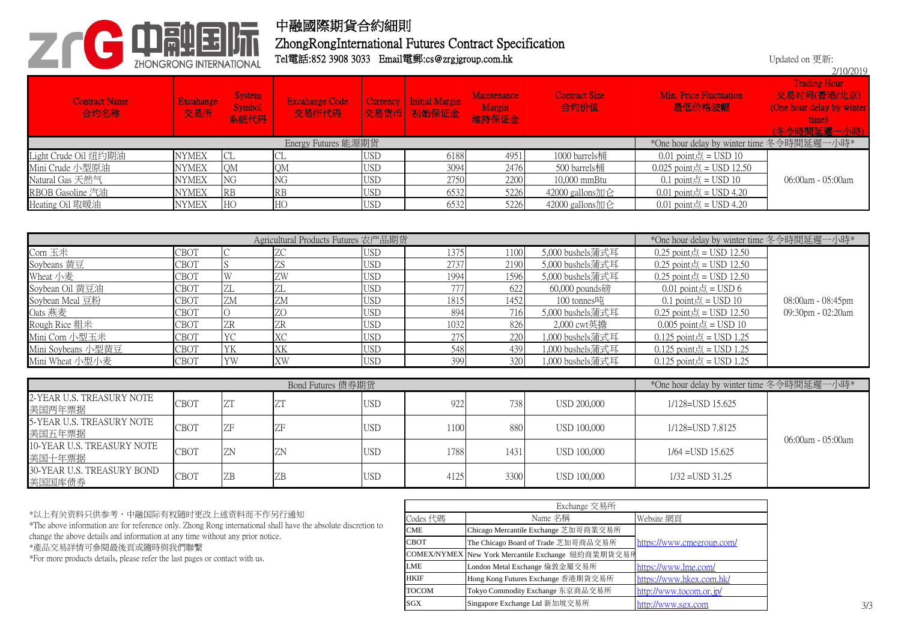# 中融國際期貨合約細則

## ZhongRongInternational Futures Contract Specification

Tel電話:852 3908 3033 Email電郵:cs@zrgjgroup.com.hk

Updated on 更新: 2/10/2019

| Contract Name 合约名称 | Excahange 交易所 | System Symbol 系統代码 | Excahange Code 交易所代码 | Currency 交易货币 | Initial Margin 初始保证金 | Maintenance Margin 維持保证金 | Contract Size 合约价值 | Min. Price Fluctuation 最低价格波幅 | Trading Hour 交易时间(香港/北京) (One hour delay by winter time) (冬令時間延遲一小時) |
|---|---|---|---|---|---|---|---|---|---|
| Energy Futures 能源期货 | | | | | | | | *One hour delay by winter time 冬令時間延遲一小時* | |
| Light Crude Oil 纽约期油 | NYMEX | CL | CL | USD | 6188 | 4951 | 1000 barrels桶 | 0.01 point点 = USD 10 | 06:00am - 05:00am |
| Mini Crude 小型原油 | NYMEX | QM | QM | USD | 3094 | 2476 | 500 barrels桶 | 0.025 point点 = USD 12.50 | |
| Natural Gas 天然气 | NYMEX | NG | NG | USD | 2750 | 2200 | 10,000 mmBtu | 0.1 point点 = USD 10 | |
| RBOB Gasoline 汽油 | NYMEX | RB | RB | USD | 6532 | 5226 | 42000 gallons加仑 | 0.01 point点 = USD 4.20 | |
| Heating Oil 取暖油 | NYMEX | HO | HO | USD | 6532 | 5226 | 42000 gallons加仑 | 0.01 point点 = USD 4.20 | |

| Agricultural Products Futures 农产品期货 | | | | | | | | *One hour delay by winter time 冬令時間延遲一小時* | |
|---|---|---|---|---|---|---|---|---|---|
| Corn 玉米 | CBOT | C | ZC | USD | 1375 | 1100 | 5,000 bushels蒲式耳 | 0.25 point点 = USD 12.50 | 08:00am - 08:45pm 09:30pm - 02:20am |
| Soybeans 黄豆 | CBOT | S | ZS | USD | 2737 | 2190 | 5,000 bushels蒲式耳 | 0.25 point点 = USD 12.50 | |
| Wheat 小麦 | CBOT | W | ZW | USD | 1994 | 1596 | 5,000 bushels蒲式耳 | 0.25 point点 = USD 12.50 | |
| Soybean Oil 黄豆油 | CBOT | ZL | ZL | USD | 777 | 622 | 60,000 pounds磅 | 0.01 point点 = USD 6 | |
| Soybean Meal 豆粉 | CBOT | ZM | ZM | USD | 1815 | 1452 | 100 tonnes吨 | 0.1 point点 = USD 10 | |
| Oats 燕麦 | CBOT | O | ZO | USD | 894 | 716 | 5,000 bushels蒲式耳 | 0.25 point点 = USD 12.50 | |
| Rough Rice 粗米 | CBOT | ZR | ZR | USD | 1032 | 826 | 2,000 cwt英擔 | 0.005 point点 = USD 10 | |
| Mini Corn 小型玉米 | CBOT | YC | XC | USD | 275 | 220 | 1,000 bushels蒲式耳 | 0.125 point点 = USD 1.25 | |
| Mini Soybeans 小型黄豆 | CBOT | YK | XK | USD | 548 | 439 | 1,000 bushels蒲式耳 | 0.125 point点 = USD 1.25 | |
| Mini Wheat 小型小麦 | CBOT | YW | XW | USD | 399 | 320 | 1,000 bushels蒲式耳 | 0.125 point点 = USD 1.25 | |

| Bond Futures 債券期货 | | | | | | | | *One hour delay by winter time 冬令時間延遲一小時* | |
|---|---|---|---|---|---|---|---|---|---|
| 2-YEAR U.S. TREASURY NOTE 美国两年票据 | CBOT | ZT | ZT | USD | 922 | 738 | USD 200,000 | 1/128=USD 15.625 | 06:00am - 05:00am |
| 5-YEAR U.S. TREASURY NOTE 美国五年票据 | CBOT | ZF | ZF | USD | 1100 | 880 | USD 100,000 | 1/128=USD 7.8125 | |
| 10-YEAR U.S. TREASURY NOTE 美国十年票据 | CBOT | ZN | ZN | USD | 1788 | 1431 | USD 100,000 | 1/64 =USD 15.625 | |
| 30-YEAR U.S. TREASURY BOND 美国国库债券 | CBOT | ZB | ZB | USD | 4125 | 3300 | USD 100,000 | 1/32 =USD 31.25 | |

*以上有关资料只供参考，中融国际有权随时更改上述资料而不作另行通知

*The above information are for reference only. Zhong Rong international shall have the absolute discretion to change the above details and information at any time without any prior notice.

*產品交易詳情可參閱最後頁或隨時與我們聯繫

*For more products details, please refer the last pages or contact with us.

| Exchange 交易所 | | |
|---|---|---|
| Codes 代碼 | Name 名稱 | Website 網頁 |
| CME | Chicago Mercantile Exchange 芝加哥商業交易所 | https://www.cmegroup.com/ |
| CBOT | The Chicago Board of Trade 芝加哥商品交易所 | |
| COMEX/NYMEX | New York Mercantile Exchange 紐約商業期貨交易所 | |
| LME | London Metal Exchange 倫敦金屬交易所 | https://www.lme.com/ |
| HKIF | Hong Kong Futures Exchange 香港期貨交易所 | https://www.hkex.com.hk/ |
| TOCOM | Tokyo Commodity Exchange 东京商品交易所 | http://www.tocom.or.jp/ |
| SGX | Singapore Exchange Ltd 新加坡交易所 | http://www.sgx.com |